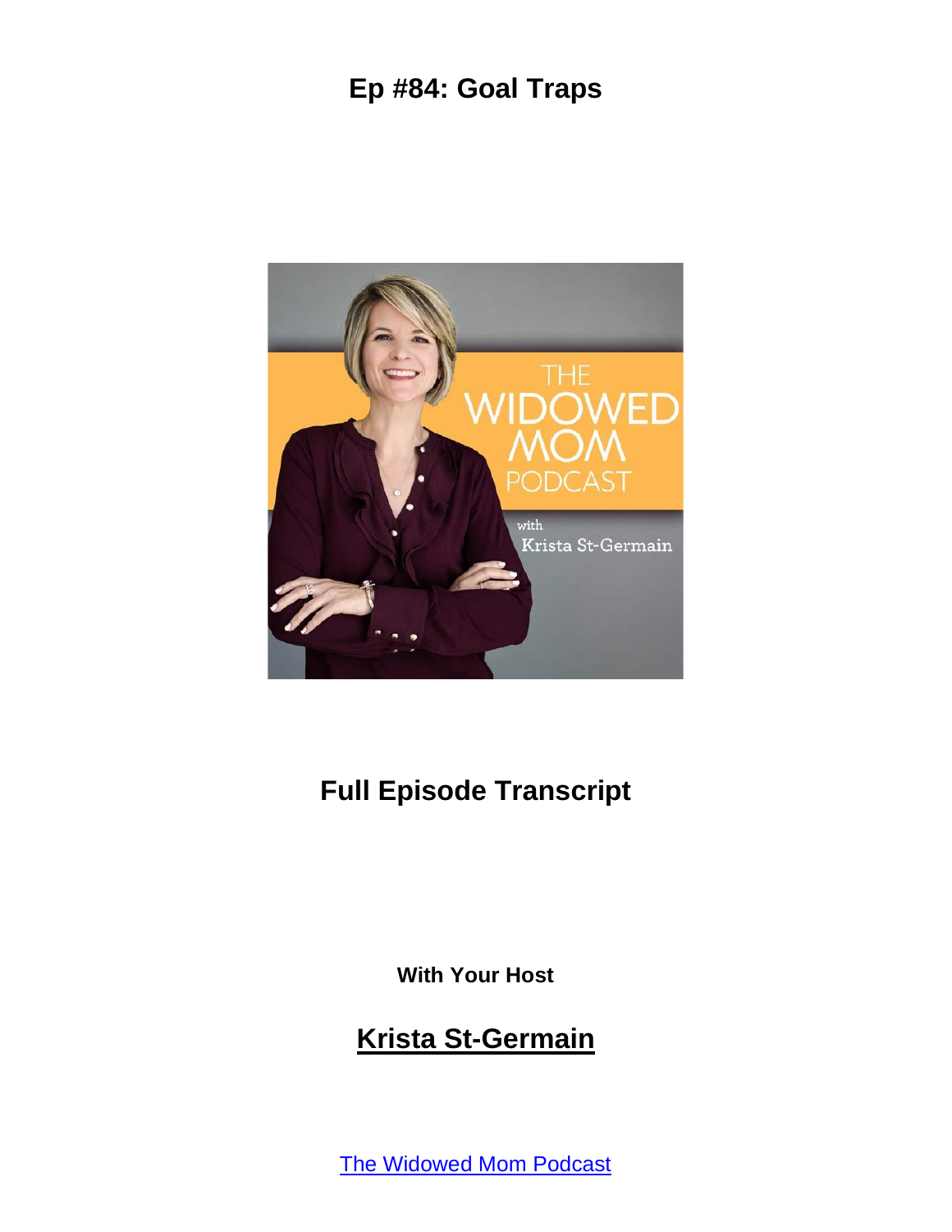# Ep #84: Goal Traps

## Full Episode Transcript

**With Your Host**

## Krista St-Germain

The Widowed Mom Podcast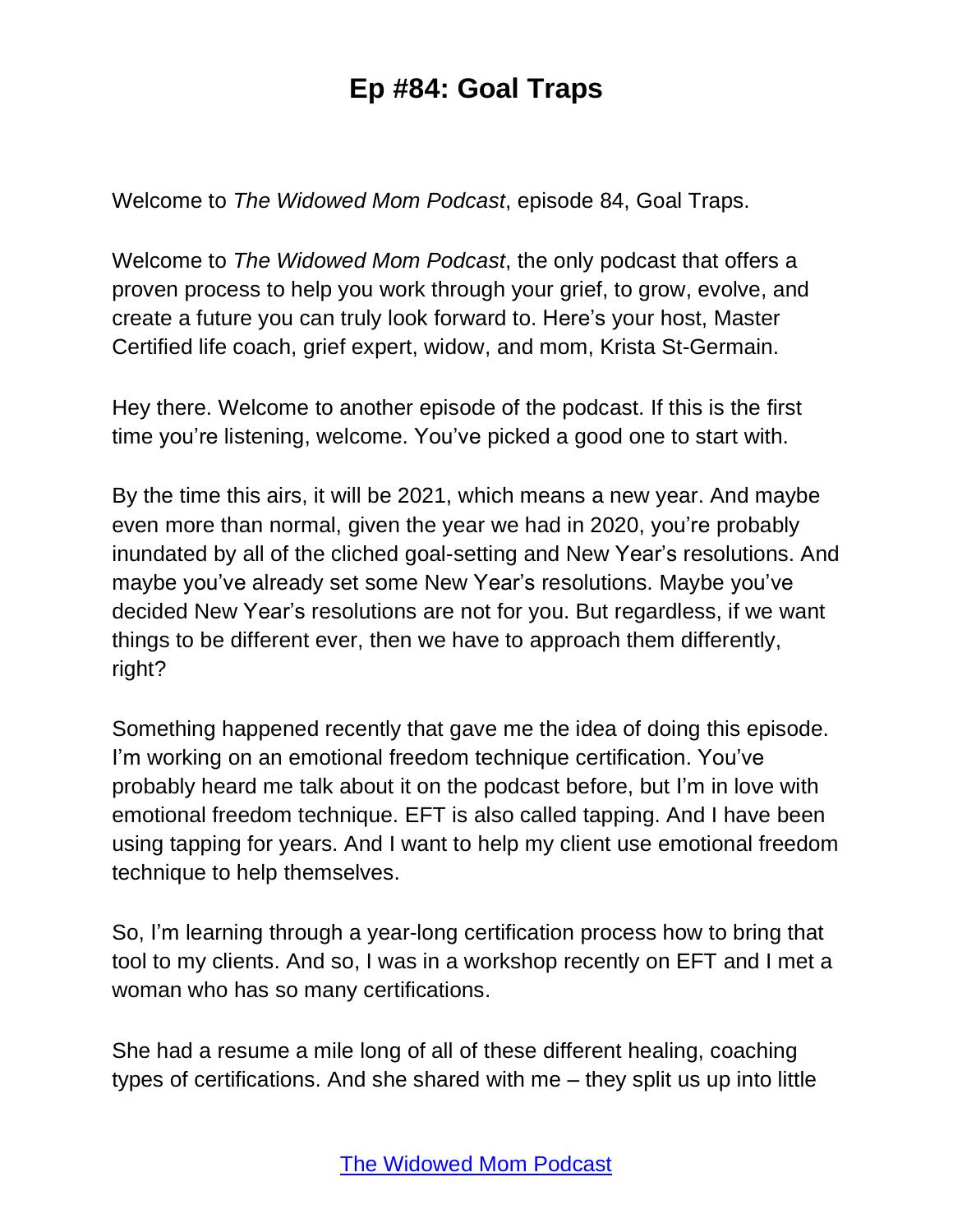# Ep #84: Goal Traps

Welcome to *The Widowed Mom Podcast*, episode 84, Goal Traps.

Welcome to *The Widowed Mom Podcast*, the only podcast that offers a proven process to help you work through your grief, to grow, evolve, and create a future you can truly look forward to. Here's your host, Master Certified life coach, grief expert, widow, and mom, Krista St-Germain.

Hey there. Welcome to another episode of the podcast. If this is the first time you're listening, welcome. You've picked a good one to start with.

By the time this airs, it will be 2021, which means a new year. And maybe even more than normal, given the year we had in 2020, you're probably inundated by all of the cliched goal-setting and New Year's resolutions. And maybe you've already set some New Year's resolutions. Maybe you've decided New Year's resolutions are not for you. But regardless, if we want things to be different ever, then we have to approach them differently, right?

Something happened recently that gave me the idea of doing this episode. I'm working on an emotional freedom technique certification. You've probably heard me talk about it on the podcast before, but I'm in love with emotional freedom technique. EFT is also called tapping. And I have been using tapping for years. And I want to help my client use emotional freedom technique to help themselves.

So, I'm learning through a year-long certification process how to bring that tool to my clients. And so, I was in a workshop recently on EFT and I met a woman who has so many certifications.

She had a resume a mile long of all of these different healing, coaching types of certifications. And she shared with me – they split us up into little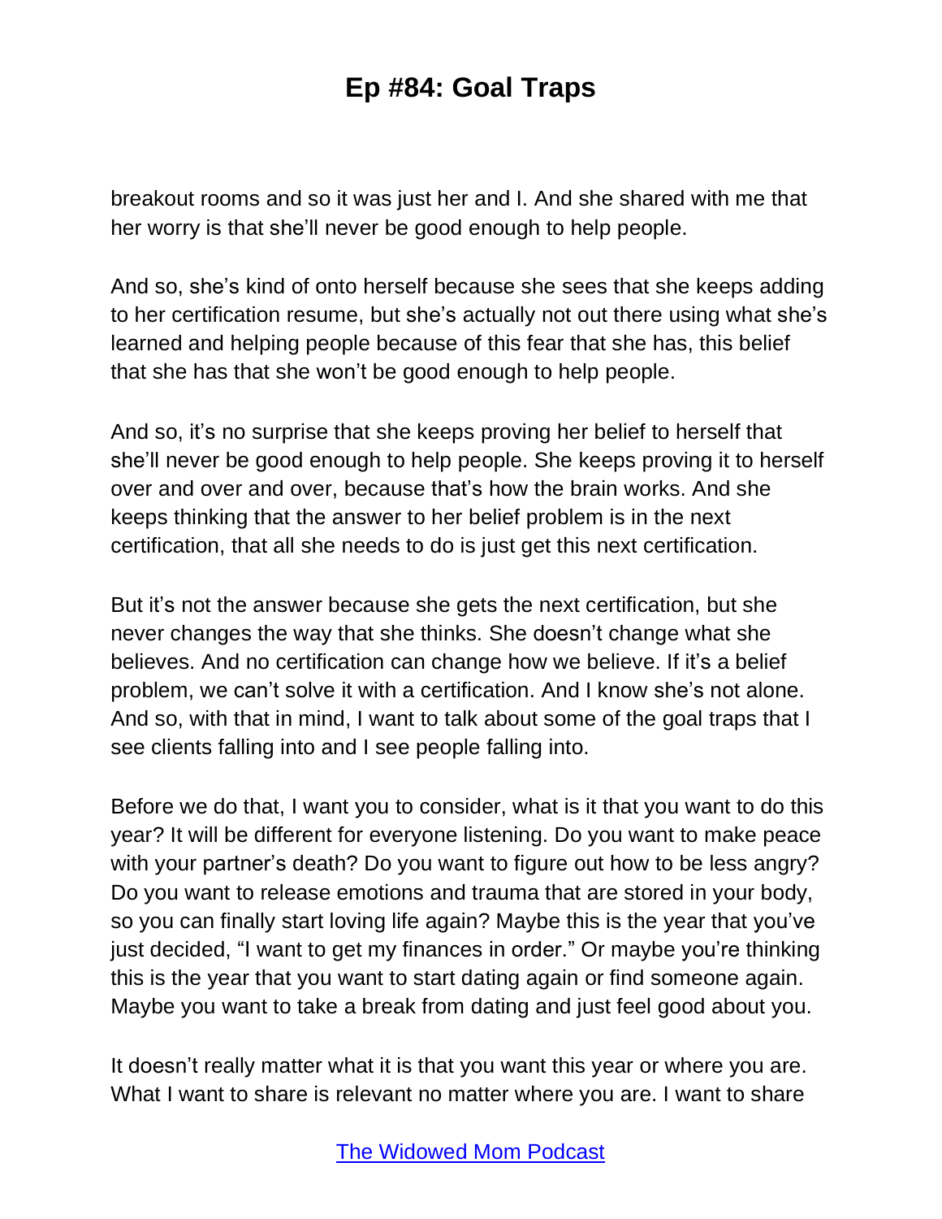breakout rooms and so it was just her and I. And she shared with me that her worry is that she'll never be good enough to help people.

And so, she's kind of onto herself because she sees that she keeps adding to her certification resume, but she's actually not out there using what she's learned and helping people because of this fear that she has, this belief that she has that she won't be good enough to help people.

And so, it's no surprise that she keeps proving her belief to herself that she'll never be good enough to help people. She keeps proving it to herself over and over and over, because that's how the brain works. And she keeps thinking that the answer to her belief problem is in the next certification, that all she needs to do is just get this next certification.

But it's not the answer because she gets the next certification, but she never changes the way that she thinks. She doesn't change what she believes. And no certification can change how we believe. If it's a belief problem, we can't solve it with a certification. And I know she's not alone. And so, with that in mind, I want to talk about some of the goal traps that I see clients falling into and I see people falling into.

Before we do that, I want you to consider, what is it that you want to do this year? It will be different for everyone listening. Do you want to make peace with your partner's death? Do you want to figure out how to be less angry? Do you want to release emotions and trauma that are stored in your body, so you can finally start loving life again? Maybe this is the year that you've just decided, "I want to get my finances in order." Or maybe you're thinking this is the year that you want to start dating again or find someone again. Maybe you want to take a break from dating and just feel good about you.

It doesn't really matter what it is that you want this year or where you are. What I want to share is relevant no matter where you are. I want to share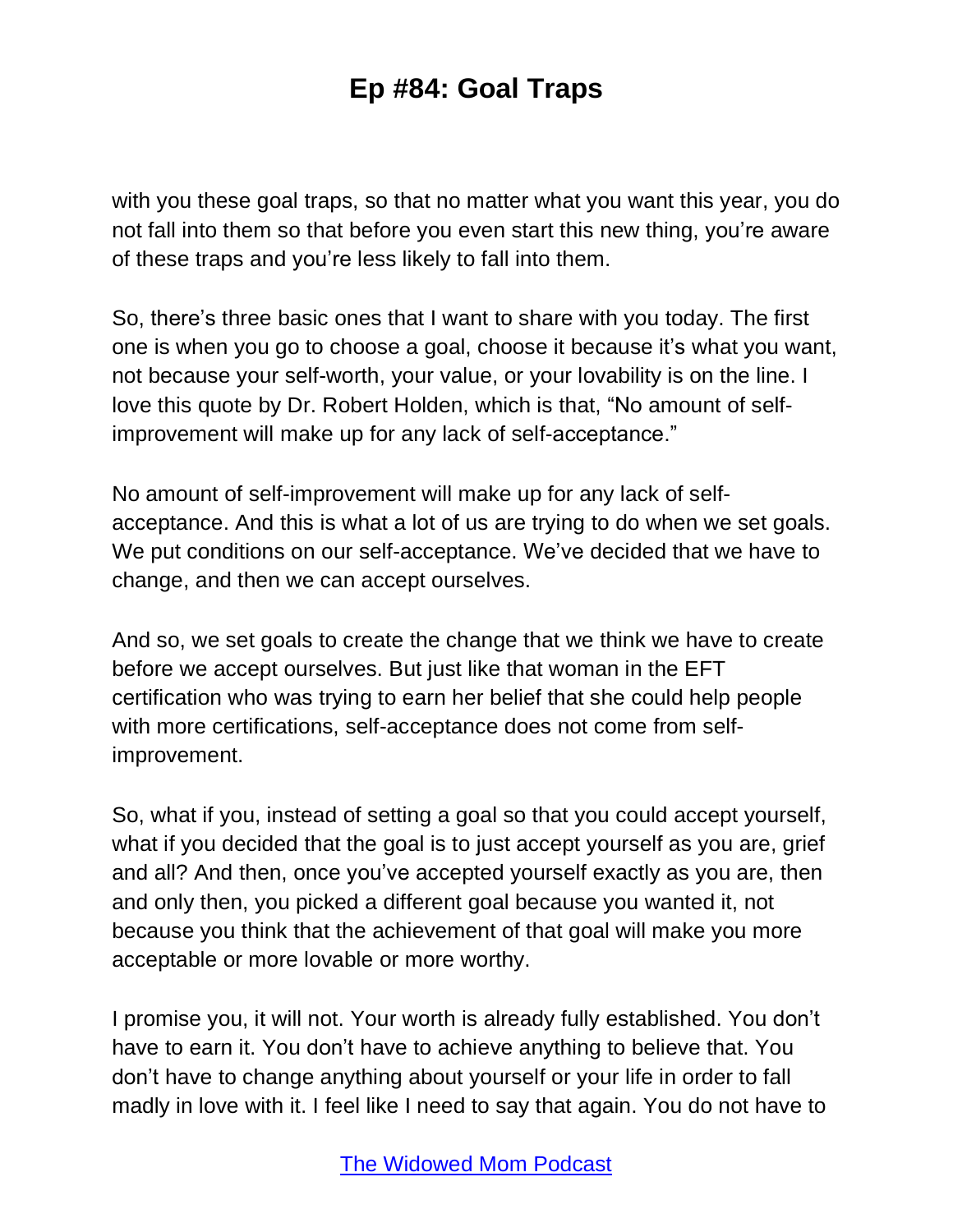with you these goal traps, so that no matter what you want this year, you do not fall into them so that before you even start this new thing, you're aware of these traps and you're less likely to fall into them.

So, there's three basic ones that I want to share with you today. The first one is when you go to choose a goal, choose it because it's what you want, not because your self-worth, your value, or your lovability is on the line. I love this quote by Dr. Robert Holden, which is that, "No amount of self-improvement will make up for any lack of self-acceptance."

No amount of self-improvement will make up for any lack of self-acceptance. And this is what a lot of us are trying to do when we set goals. We put conditions on our self-acceptance. We've decided that we have to change, and then we can accept ourselves.

And so, we set goals to create the change that we think we have to create before we accept ourselves. But just like that woman in the EFT certification who was trying to earn her belief that she could help people with more certifications, self-acceptance does not come from self-improvement.

So, what if you, instead of setting a goal so that you could accept yourself, what if you decided that the goal is to just accept yourself as you are, grief and all? And then, once you've accepted yourself exactly as you are, then and only then, you picked a different goal because you wanted it, not because you think that the achievement of that goal will make you more acceptable or more lovable or more worthy.

I promise you, it will not. Your worth is already fully established. You don't have to earn it. You don't have to achieve anything to believe that. You don't have to change anything about yourself or your life in order to fall madly in love with it. I feel like I need to say that again. You do not have to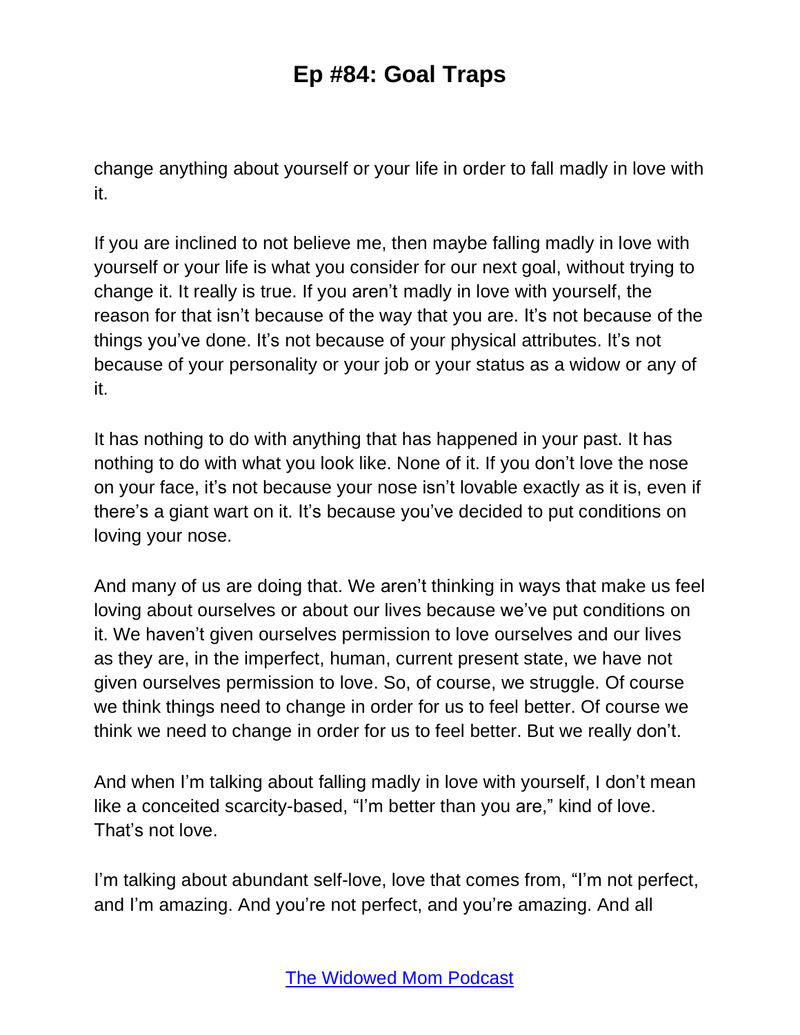change anything about yourself or your life in order to fall madly in love with it.

If you are inclined to not believe me, then maybe falling madly in love with yourself or your life is what you consider for our next goal, without trying to change it. It really is true. If you aren't madly in love with yourself, the reason for that isn't because of the way that you are. It's not because of the things you've done. It's not because of your physical attributes. It's not because of your personality or your job or your status as a widow or any of it.

It has nothing to do with anything that has happened in your past. It has nothing to do with what you look like. None of it. If you don't love the nose on your face, it's not because your nose isn't lovable exactly as it is, even if there's a giant wart on it. It's because you've decided to put conditions on loving your nose.

And many of us are doing that. We aren't thinking in ways that make us feel loving about ourselves or about our lives because we've put conditions on it. We haven't given ourselves permission to love ourselves and our lives as they are, in the imperfect, human, current present state, we have not given ourselves permission to love. So, of course, we struggle. Of course we think things need to change in order for us to feel better. Of course we think we need to change in order for us to feel better. But we really don't.

And when I'm talking about falling madly in love with yourself, I don't mean like a conceited scarcity-based, "I'm better than you are," kind of love. That's not love.

I'm talking about abundant self-love, love that comes from, "I'm not perfect, and I'm amazing. And you're not perfect, and you're amazing. And all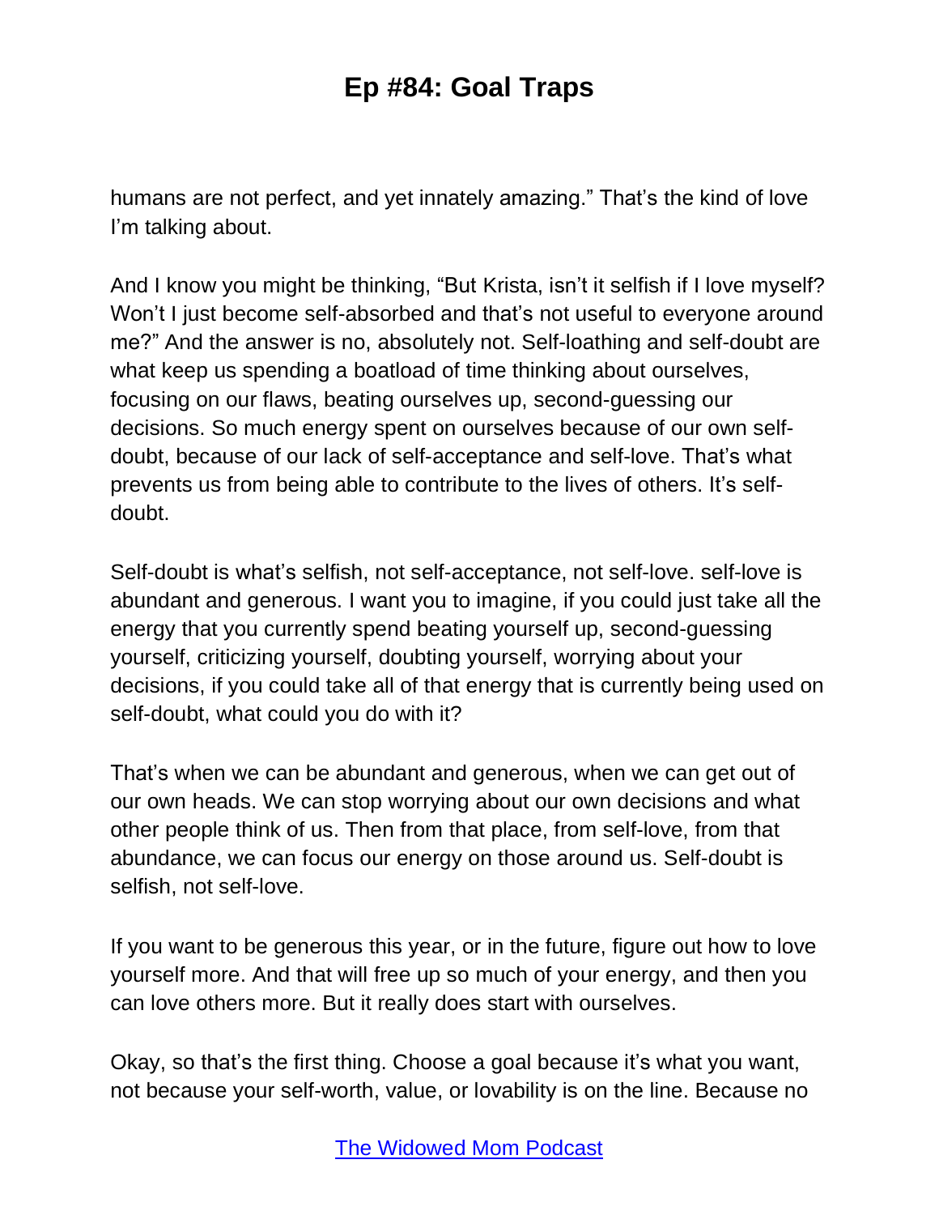humans are not perfect, and yet innately amazing." That's the kind of love I'm talking about.

And I know you might be thinking, "But Krista, isn't it selfish if I love myself? Won't I just become self-absorbed and that's not useful to everyone around me?" And the answer is no, absolutely not. Self-loathing and self-doubt are what keep us spending a boatload of time thinking about ourselves, focusing on our flaws, beating ourselves up, second-guessing our decisions. So much energy spent on ourselves because of our own self-doubt, because of our lack of self-acceptance and self-love. That's what prevents us from being able to contribute to the lives of others. It's self-doubt.

Self-doubt is what's selfish, not self-acceptance, not self-love. self-love is abundant and generous. I want you to imagine, if you could just take all the energy that you currently spend beating yourself up, second-guessing yourself, criticizing yourself, doubting yourself, worrying about your decisions, if you could take all of that energy that is currently being used on self-doubt, what could you do with it?

That's when we can be abundant and generous, when we can get out of our own heads. We can stop worrying about our own decisions and what other people think of us. Then from that place, from self-love, from that abundance, we can focus our energy on those around us. Self-doubt is selfish, not self-love.

If you want to be generous this year, or in the future, figure out how to love yourself more. And that will free up so much of your energy, and then you can love others more. But it really does start with ourselves.

Okay, so that's the first thing. Choose a goal because it's what you want, not because your self-worth, value, or lovability is on the line. Because no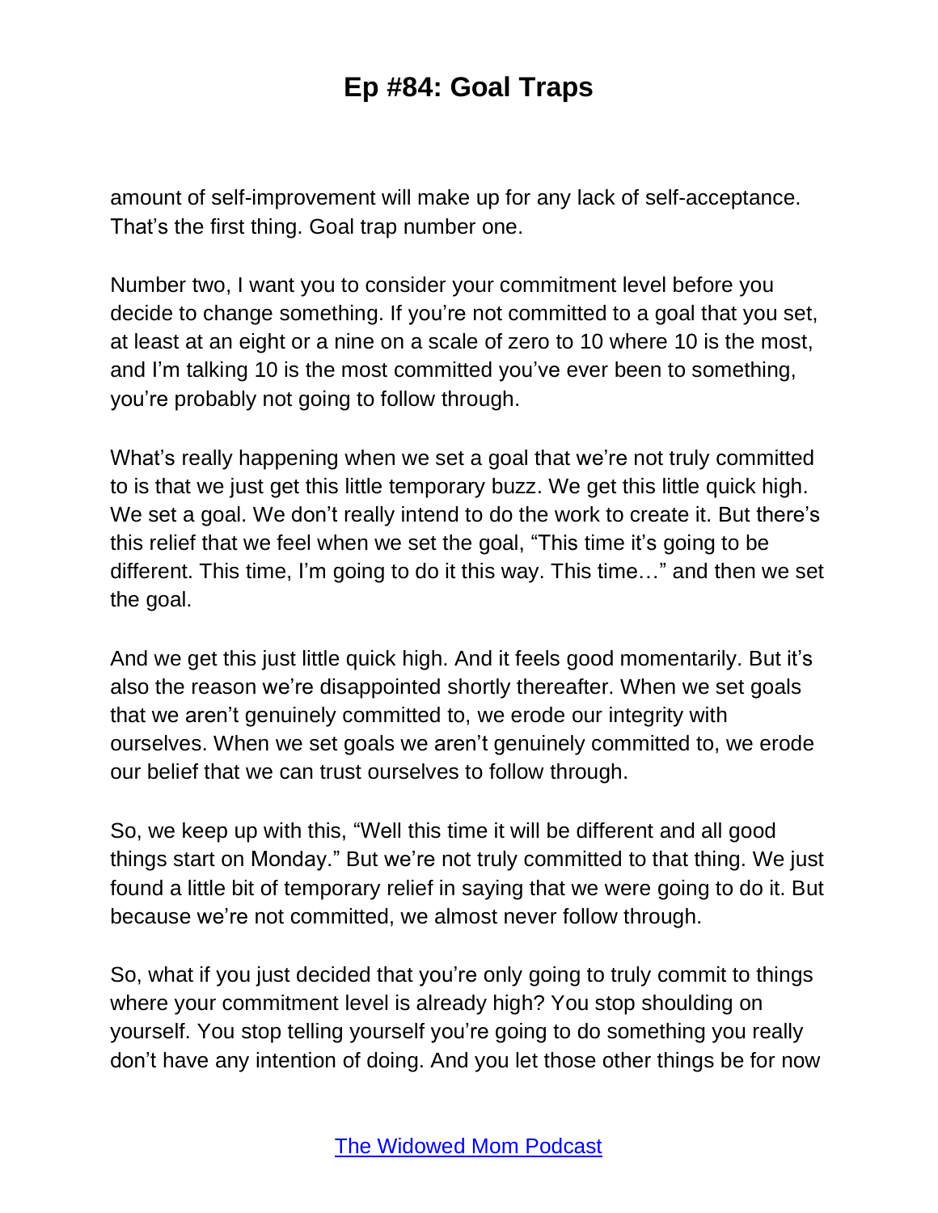amount of self-improvement will make up for any lack of self-acceptance. That's the first thing. Goal trap number one.

Number two, I want you to consider your commitment level before you decide to change something. If you're not committed to a goal that you set, at least at an eight or a nine on a scale of zero to 10 where 10 is the most, and I'm talking 10 is the most committed you've ever been to something, you're probably not going to follow through.

What's really happening when we set a goal that we're not truly committed to is that we just get this little temporary buzz. We get this little quick high. We set a goal. We don't really intend to do the work to create it. But there's this relief that we feel when we set the goal, "This time it's going to be different. This time, I'm going to do it this way. This time…" and then we set the goal.

And we get this just little quick high. And it feels good momentarily. But it's also the reason we're disappointed shortly thereafter. When we set goals that we aren't genuinely committed to, we erode our integrity with ourselves. When we set goals we aren't genuinely committed to, we erode our belief that we can trust ourselves to follow through.

So, we keep up with this, "Well this time it will be different and all good things start on Monday." But we're not truly committed to that thing. We just found a little bit of temporary relief in saying that we were going to do it. But because we're not committed, we almost never follow through.

So, what if you just decided that you're only going to truly commit to things where your commitment level is already high? You stop shoulding on yourself. You stop telling yourself you're going to do something you really don't have any intention of doing. And you let those other things be for now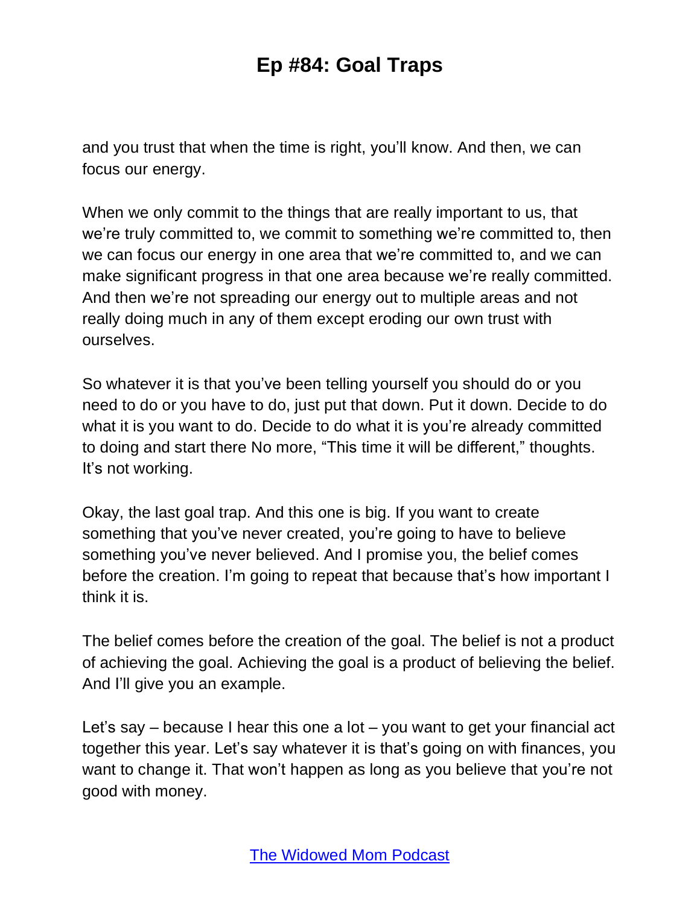and you trust that when the time is right, you'll know. And then, we can focus our energy.

When we only commit to the things that are really important to us, that we're truly committed to, we commit to something we're committed to, then we can focus our energy in one area that we're committed to, and we can make significant progress in that one area because we're really committed. And then we're not spreading our energy out to multiple areas and not really doing much in any of them except eroding our own trust with ourselves.

So whatever it is that you've been telling yourself you should do or you need to do or you have to do, just put that down. Put it down. Decide to do what it is you want to do. Decide to do what it is you're already committed to doing and start there No more, "This time it will be different," thoughts. It's not working.

Okay, the last goal trap. And this one is big. If you want to create something that you've never created, you're going to have to believe something you've never believed. And I promise you, the belief comes before the creation. I'm going to repeat that because that's how important I think it is.

The belief comes before the creation of the goal. The belief is not a product of achieving the goal. Achieving the goal is a product of believing the belief. And I'll give you an example.

Let's say – because I hear this one a lot – you want to get your financial act together this year. Let's say whatever it is that's going on with finances, you want to change it. That won't happen as long as you believe that you're not good with money.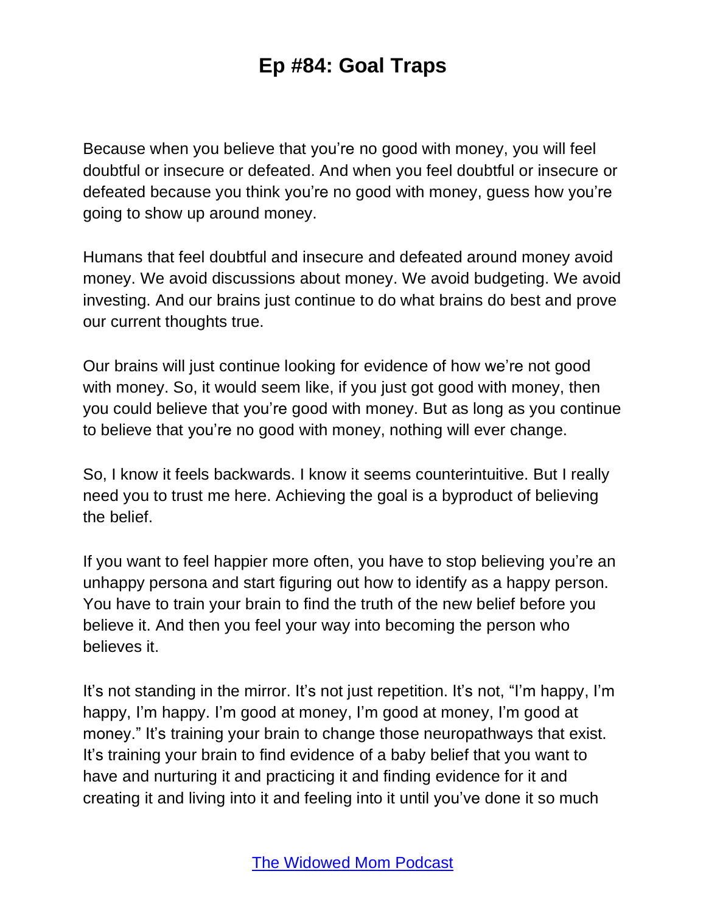Because when you believe that you're no good with money, you will feel doubtful or insecure or defeated. And when you feel doubtful or insecure or defeated because you think you're no good with money, guess how you're going to show up around money.

Humans that feel doubtful and insecure and defeated around money avoid money. We avoid discussions about money. We avoid budgeting. We avoid investing. And our brains just continue to do what brains do best and prove our current thoughts true.

Our brains will just continue looking for evidence of how we're not good with money. So, it would seem like, if you just got good with money, then you could believe that you're good with money. But as long as you continue to believe that you're no good with money, nothing will ever change.

So, I know it feels backwards. I know it seems counterintuitive. But I really need you to trust me here. Achieving the goal is a byproduct of believing the belief.

If you want to feel happier more often, you have to stop believing you're an unhappy persona and start figuring out how to identify as a happy person. You have to train your brain to find the truth of the new belief before you believe it. And then you feel your way into becoming the person who believes it.

It's not standing in the mirror. It's not just repetition. It's not, "I'm happy, I'm happy, I'm happy. I'm good at money, I'm good at money, I'm good at money." It's training your brain to change those neuropathways that exist. It's training your brain to find evidence of a baby belief that you want to have and nurturing it and practicing it and finding evidence for it and creating it and living into it and feeling into it until you've done it so much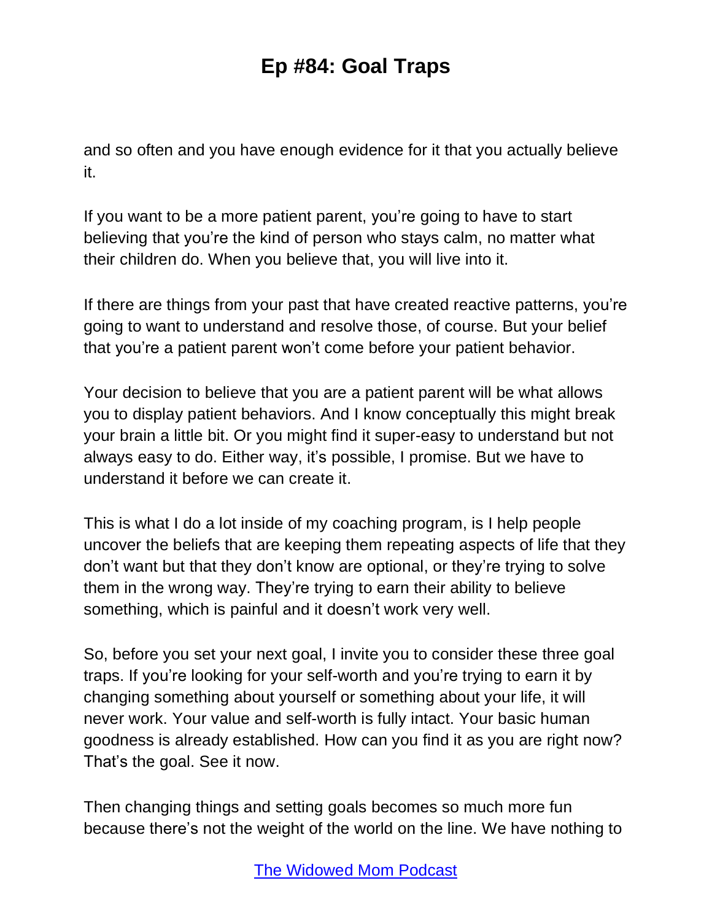and so often and you have enough evidence for it that you actually believe it.

If you want to be a more patient parent, you're going to have to start believing that you're the kind of person who stays calm, no matter what their children do. When you believe that, you will live into it.

If there are things from your past that have created reactive patterns, you're going to want to understand and resolve those, of course. But your belief that you're a patient parent won't come before your patient behavior.

Your decision to believe that you are a patient parent will be what allows you to display patient behaviors. And I know conceptually this might break your brain a little bit. Or you might find it super-easy to understand but not always easy to do. Either way, it's possible, I promise. But we have to understand it before we can create it.

This is what I do a lot inside of my coaching program, is I help people uncover the beliefs that are keeping them repeating aspects of life that they don't want but that they don't know are optional, or they're trying to solve them in the wrong way. They're trying to earn their ability to believe something, which is painful and it doesn't work very well.

So, before you set your next goal, I invite you to consider these three goal traps. If you're looking for your self-worth and you're trying to earn it by changing something about yourself or something about your life, it will never work. Your value and self-worth is fully intact. Your basic human goodness is already established. How can you find it as you are right now? That's the goal. See it now.

Then changing things and setting goals becomes so much more fun because there's not the weight of the world on the line. We have nothing to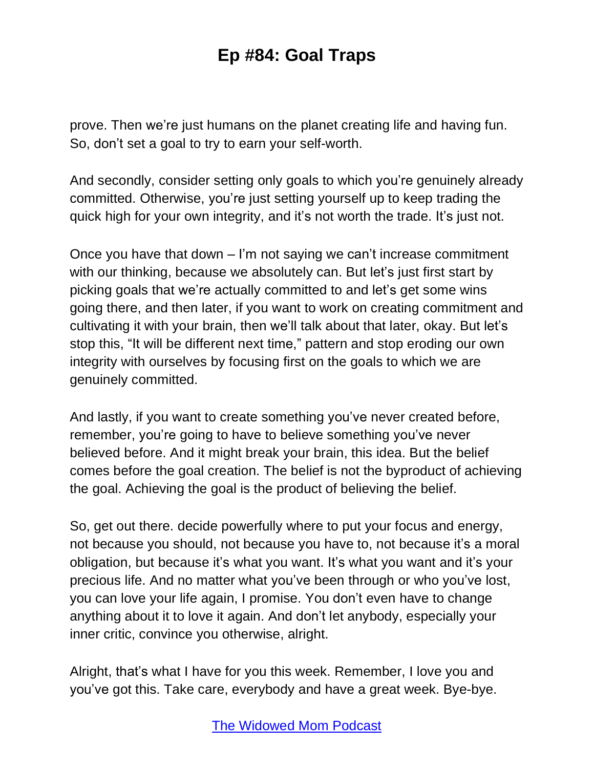prove. Then we're just humans on the planet creating life and having fun. So, don't set a goal to try to earn your self-worth.

And secondly, consider setting only goals to which you're genuinely already committed. Otherwise, you're just setting yourself up to keep trading the quick high for your own integrity, and it's not worth the trade. It's just not.

Once you have that down – I'm not saying we can't increase commitment with our thinking, because we absolutely can. But let's just first start by picking goals that we're actually committed to and let's get some wins going there, and then later, if you want to work on creating commitment and cultivating it with your brain, then we'll talk about that later, okay. But let's stop this, "It will be different next time," pattern and stop eroding our own integrity with ourselves by focusing first on the goals to which we are genuinely committed.

And lastly, if you want to create something you've never created before, remember, you're going to have to believe something you've never believed before. And it might break your brain, this idea. But the belief comes before the goal creation. The belief is not the byproduct of achieving the goal. Achieving the goal is the product of believing the belief.

So, get out there. decide powerfully where to put your focus and energy, not because you should, not because you have to, not because it's a moral obligation, but because it's what you want. It's what you want and it's your precious life. And no matter what you've been through or who you've lost, you can love your life again, I promise. You don't even have to change anything about it to love it again. And don't let anybody, especially your inner critic, convince you otherwise, alright.

Alright, that's what I have for you this week. Remember, I love you and you've got this. Take care, everybody and have a great week. Bye-bye.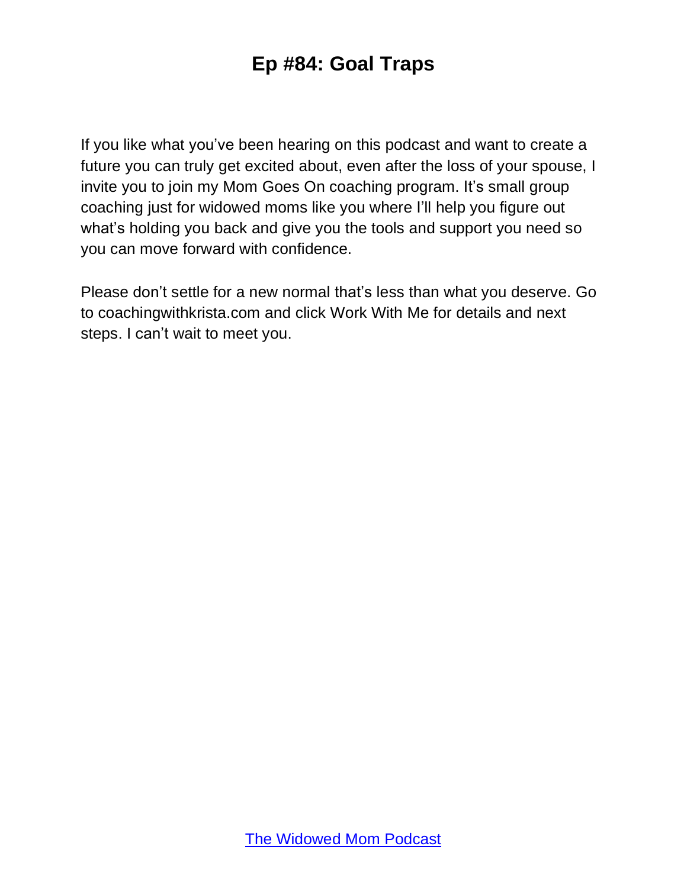If you like what you've been hearing on this podcast and want to create a future you can truly get excited about, even after the loss of your spouse, I invite you to join my Mom Goes On coaching program. It's small group coaching just for widowed moms like you where I'll help you figure out what's holding you back and give you the tools and support you need so you can move forward with confidence.

Please don't settle for a new normal that's less than what you deserve. Go to coachingwithkrista.com and click Work With Me for details and next steps. I can't wait to meet you.